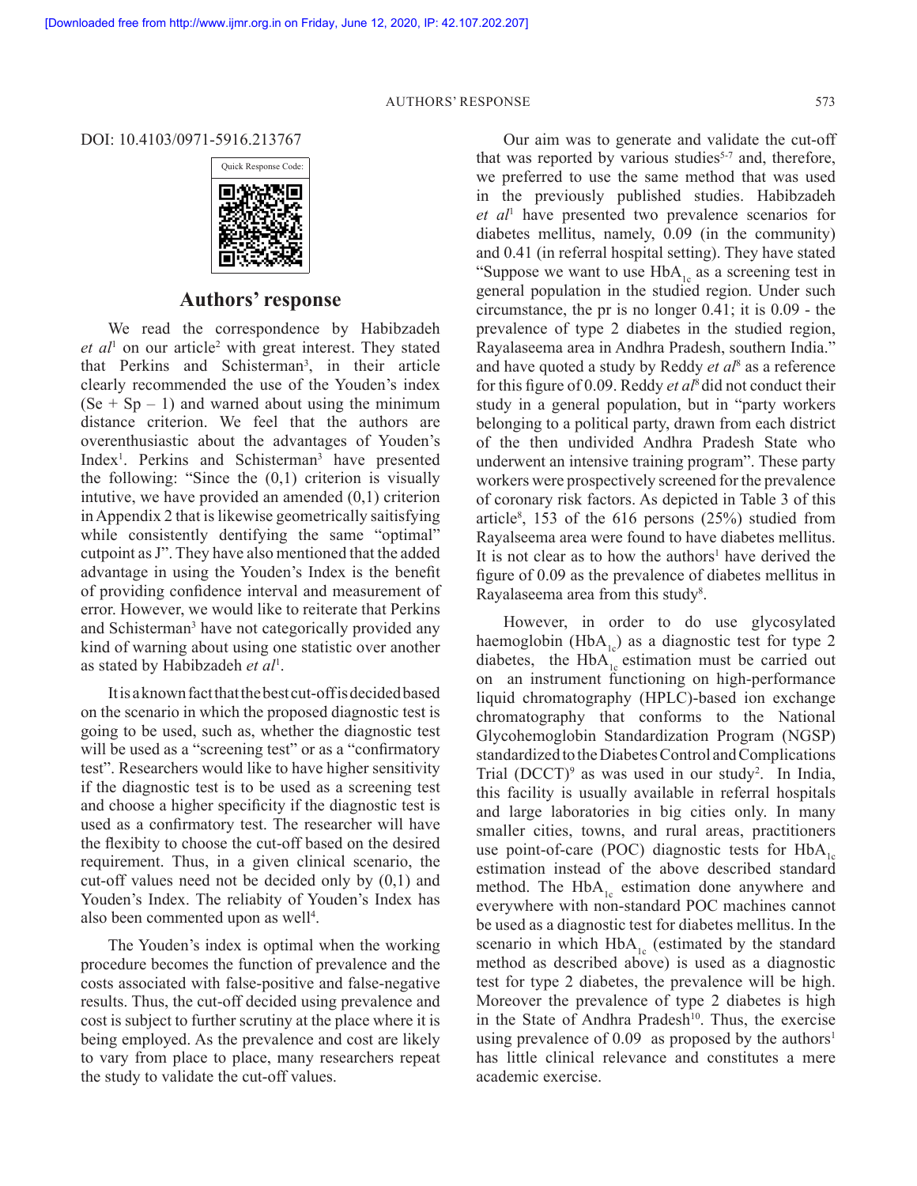DOI: 10.4103/0971-5916.213767

## Authors' response

We read the correspondence by Habibzadeh *et al*[1] on our article[2] with great interest. They stated that Perkins and Schisterman[3], in their article clearly recommended the use of the Youden's index (Se + Sp – 1) and warned about using the minimum distance criterion. We feel that the authors are overenthusiastic about the advantages of Youden's Index[1]. Perkins and Schisterman[3] have presented the following: "Since the (0,1) criterion is visually intutive, we have provided an amended (0,1) criterion in Appendix 2 that is likewise geometrically saitisfying while consistently dentifying the same "optimal" cutpoint as J". They have also mentioned that the added advantage in using the Youden's Index is the benefit of providing confidence interval and measurement of error. However, we would like to reiterate that Perkins and Schisterman[3] have not categorically provided any kind of warning about using one statistic over another as stated by Habibzadeh *et al*[1].

It is a known fact that the best cut-off is decided based on the scenario in which the proposed diagnostic test is going to be used, such as, whether the diagnostic test will be used as a "screening test" or as a "confirmatory test". Researchers would like to have higher sensitivity if the diagnostic test is to be used as a screening test and choose a higher specificity if the diagnostic test is used as a confirmatory test. The researcher will have the flexibity to choose the cut-off based on the desired requirement. Thus, in a given clinical scenario, the cut-off values need not be decided only by (0,1) and Youden's Index. The reliability of Youden's Index has also been commented upon as well[4].

The Youden's index is optimal when the working procedure becomes the function of prevalence and the costs associated with false-positive and false-negative results. Thus, the cut-off decided using prevalence and cost is subject to further scrutiny at the place where it is being employed. As the prevalence and cost are likely to vary from place to place, many researchers repeat the study to validate the cut-off values.

Our aim was to generate and validate the cut-off that was reported by various studies[5-7] and, therefore, we preferred to use the same method that was used in the previously published studies. Habibzadeh *et al*[1] have presented two prevalence scenarios for diabetes mellitus, namely, 0.09 (in the community) and 0.41 (in referral hospital setting). They have stated "Suppose we want to use $HbA_{1c}$ as a screening test in general population in the studied region. Under such circumstance, the pr is no longer 0.41; it is 0.09 - the prevalence of type 2 diabetes in the studied region, Rayalaseema area in Andhra Pradesh, southern India." and have quoted a study by Reddy *et al*[8] as a reference for this figure of 0.09. Reddy *et al*[8] did not conduct their study in a general population, but in "party workers belonging to a political party, drawn from each district of the then undivided Andhra Pradesh State who underwent an intensive training program". These party workers were prospectively screened for the prevalence of coronary risk factors. As depicted in Table 3 of this article[8], 153 of the 616 persons (25%) studied from Rayalseema area were found to have diabetes mellitus. It is not clear as to how the authors[1] have derived the figure of 0.09 as the prevalence of diabetes mellitus in Rayalaseema area from this study[8].

However, in order to do use glycosylated haemoglobin ($HbA_{1c}$) as a diagnostic test for type 2 diabetes, the $HbA_{1c}$ estimation must be carried out on an instrument functioning on high-performance liquid chromatography (HPLC)-based ion exchange chromatography that conforms to the National Glycohemoglobin Standardization Program (NGSP) standardized to the Diabetes Control and Complications Trial (DCCT)[9] as was used in our study[2]. In India, this facility is usually available in referral hospitals and large laboratories in big cities only. In many smaller cities, towns, and rural areas, practitioners use point-of-care (POC) diagnostic tests for $HbA_{1c}$ estimation instead of the above described standard method. The $HbA_{1c}$ estimation done anywhere and everywhere with non-standard POC machines cannot be used as a diagnostic test for diabetes mellitus. In the scenario in which $HbA_{1c}$ (estimated by the standard method as described above) is used as a diagnostic test for type 2 diabetes, the prevalence will be high. Moreover the prevalence of type 2 diabetes is high in the State of Andhra Pradesh[10]. Thus, the exercise using prevalence of 0.09 as proposed by the authors[1] has little clinical relevance and constitutes a mere academic exercise.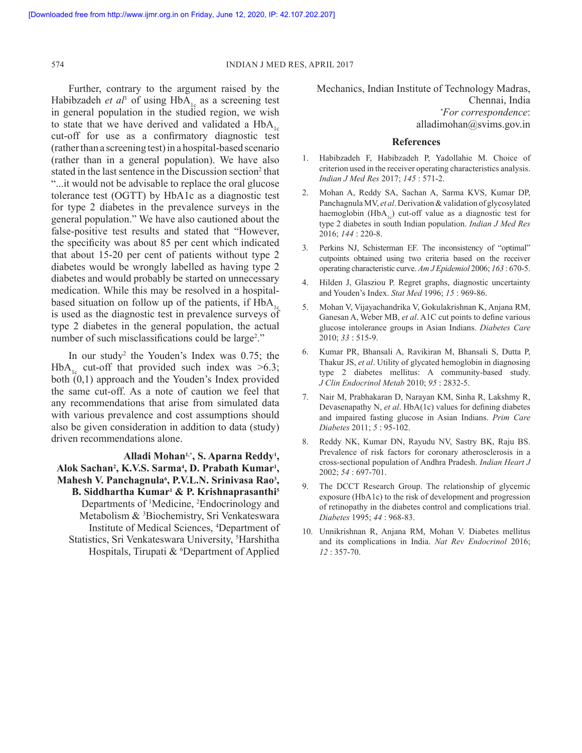Further, contrary to the argument raised by the Habibzadeh *et al*[1] of using $HbA_{1c}$ as a screening test in general population in the studied region, we wish to state that we have derived and validated a $HbA_{1c}$ cut-off for use as a confirmatory diagnostic test (rather than a screening test) in a hospital-based scenario (rather than in a general population). We have also stated in the last sentence in the Discussion section[2] that "...it would not be advisable to replace the oral glucose tolerance test (OGTT) by HbA1c as a diagnostic test for type 2 diabetes in the prevalence surveys in the general population." We have also cautioned about the false-positive test results and stated that "However, the specificity was about 85 per cent which indicated that about 15-20 per cent of patients without type 2 diabetes would be wrongly labelled as having type 2 diabetes and would probably be started on unnecessary medication. While this may be resolved in a hospital-based situation on follow up of the patients, if $HbA_{1c}$ is used as the diagnostic test in prevalence surveys of type 2 diabetes in the general population, the actual number of such misclassifications could be large[2]."

In our study[2] the Youden's Index was 0.75; the $HbA_{1c}$ cut-off that provided such index was >6.3; both (0,1) approach and the Youden's Index provided the same cut-off. As a note of caution we feel that any recommendations that arise from simulated data with various prevalence and cost assumptions should also be given consideration in addition to data (study) driven recommendations alone.

**Alladi Mohan[1,*], S. Aparna Reddy[1], Alok Sachan[2], K.V.S. Sarma[4], D. Prabath Kumar[1], Mahesh V. Panchagnula[6], P.V.L.N. Srinivasa Rao[3], B. Siddhartha Kumar[1] & P. Krishnaprasanthi[5]**
Departments of [1]Medicine, [2]Endocrinology and Metabolism & [3]Biochemistry, Sri Venkateswara Institute of Medical Sciences, [4]Department of Statistics, Sri Venkateswara University, [5]Harshitha Hospitals, Tirupati & [6]Department of Applied Mechanics, Indian Institute of Technology Madras, Chennai, India
[*]*For correspondence*:
alladimohan@svims.gov.in

## References

1. Habibzadeh F, Habibzadeh P, Yadollahie M. Choice of criterion used in the receiver operating characteristics analysis. *Indian J Med Res* 2017; *145* : 571-2.
2. Mohan A, Reddy SA, Sachan A, Sarma KVS, Kumar DP, Panchagnula MV, *et al*. Derivation & validation of glycosylated haemoglobin ($HbA_{1c}$) cut-off value as a diagnostic test for type 2 diabetes in south Indian population. *Indian J Med Res* 2016; *144* : 220-8.
3. Perkins NJ, Schisterman EF. The inconsistency of "optimal" cutpoints obtained using two criteria based on the receiver operating characteristic curve. *Am J Epidemiol* 2006; *163* : 670-5.
4. Hilden J, Glasziou P. Regret graphs, diagnostic uncertainty and Youden's Index. *Stat Med* 1996; *15* : 969-86.
5. Mohan V, Vijayachandrika V, Gokulakrishnan K, Anjana RM, Ganesan A, Weber MB, *et al*. A1C cut points to define various glucose intolerance groups in Asian Indians. *Diabetes Care* 2010; *33* : 515-9.
6. Kumar PR, Bhansali A, Ravikiran M, Bhansali S, Dutta P, Thakur JS, *et al*. Utility of glycated hemoglobin in diagnosing type 2 diabetes mellitus: A community-based study. *J Clin Endocrinol Metab* 2010; *95* : 2832-5.
7. Nair M, Prabhakaran D, Narayan KM, Sinha R, Lakshmy R, Devasenapathy N, *et al*. HbA(1c) values for defining diabetes and impaired fasting glucose in Asian Indians. *Prim Care Diabetes* 2011; *5* : 95-102.
8. Reddy NK, Kumar DN, Rayudu NV, Sastry BK, Raju BS. Prevalence of risk factors for coronary atherosclerosis in a cross-sectional population of Andhra Pradesh. *Indian Heart J* 2002; *54* : 697-701.
9. The DCCT Research Group. The relationship of glycemic exposure (HbA1c) to the risk of development and progression of retinopathy in the diabetes control and complications trial. *Diabetes* 1995; *44* : 968-83.
10. Unnikrishnan R, Anjana RM, Mohan V. Diabetes mellitus and its complications in India. *Nat Rev Endocrinol* 2016; *12* : 357-70.